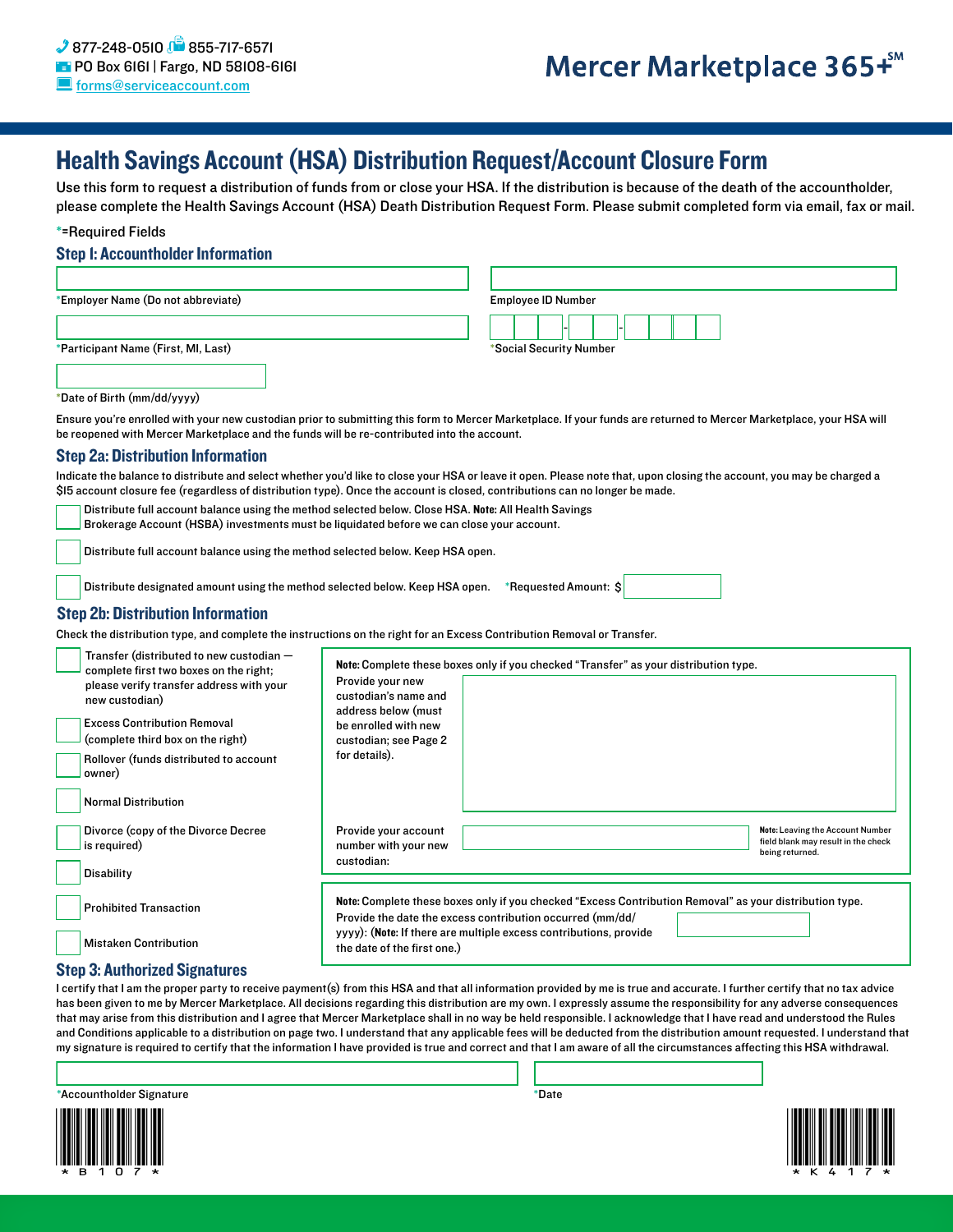877-248-0510 855-717-6571
PO Box 6161 | Fargo, ND 58108-6161
forms@serviceaccount.com

Mercer Marketplace 365+SM

# Health Savings Account (HSA) Distribution Request/Account Closure Form

Use this form to request a distribution of funds from or close your HSA. If the distribution is because of the death of the accountholder, please complete the Health Savings Account (HSA) Death Distribution Request Form. Please submit completed form via email, fax or mail.

*=Required Fields

## Step 1: Accountholder Information

*Employer Name (Do not abbreviate)

Employee ID Number

*Participant Name (First, MI, Last)

*Social Security Number

*Date of Birth (mm/dd/yyyy)

Ensure you're enrolled with your new custodian prior to submitting this form to Mercer Marketplace. If your funds are returned to Mercer Marketplace, your HSA will be reopened with Mercer Marketplace and the funds will be re-contributed into the account.

## Step 2a: Distribution Information

Indicate the balance to distribute and select whether you'd like to close your HSA or leave it open. Please note that, upon closing the account, you may be charged a $15 account closure fee (regardless of distribution type). Once the account is closed, contributions can no longer be made.

- ☐ Distribute full account balance using the method selected below. Close HSA. **Note:** All Health Savings Brokerage Account (HSBA) investments must be liquidated before we can close your account.
- ☐ Distribute full account balance using the method selected below. Keep HSA open.
- ☐ Distribute designated amount using the method selected below. Keep HSA open. *Requested Amount: $

## Step 2b: Distribution Information

Check the distribution type, and complete the instructions on the right for an Excess Contribution Removal or Transfer.

- ☐ Transfer (distributed to new custodian — complete first two boxes on the right; please verify transfer address with your new custodian)
- ☐ Excess Contribution Removal (complete third box on the right)
- ☐ Rollover (funds distributed to account owner)
- ☐ Normal Distribution
- ☐ Divorce (copy of the Divorce Decree is required)
- ☐ Disability
- ☐ Prohibited Transaction
- ☐ Mistaken Contribution

**Note:** Complete these boxes only if you checked "Transfer" as your distribution type.

Provide your new custodian's name and address below (must be enrolled with new custodian; see Page 2 for details).

Provide your account number with your new custodian:

**Note:** Leaving the Account Number field blank may result in the check being returned.

**Note:** Complete these boxes only if you checked "Excess Contribution Removal" as your distribution type.

Provide the date the excess contribution occurred (mm/dd/yyyy): (**Note:** If there are multiple excess contributions, provide the date of the first one.)

## Step 3: Authorized Signatures

I certify that I am the proper party to receive payment(s) from this HSA and that all information provided by me is true and accurate. I further certify that no tax advice has been given to me by Mercer Marketplace. All decisions regarding this distribution are my own. I expressly assume the responsibility for any adverse consequences that may arise from this distribution and I agree that Mercer Marketplace shall in no way be held responsible. I acknowledge that I have read and understood the Rules and Conditions applicable to a distribution on page two. I understand that any applicable fees will be deducted from the distribution amount requested. I understand that my signature is required to certify that the information I have provided is true and correct and that I am aware of all the circumstances affecting this HSA withdrawal.

*Accountholder Signature

*Date

*B107*

*K417*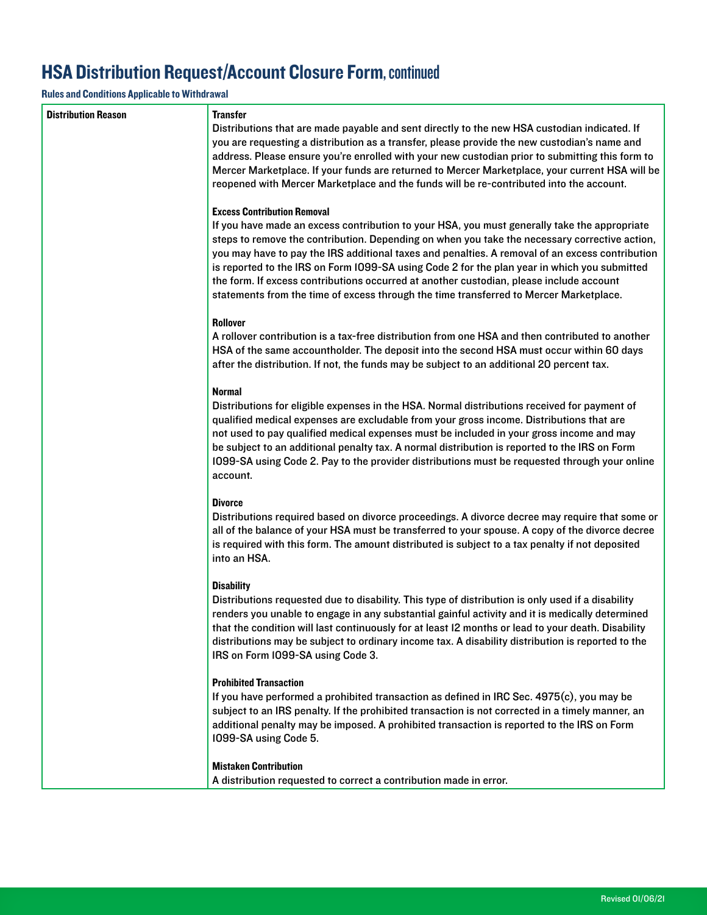# HSA Distribution Request/Account Closure Form, continued

**Rules and Conditions Applicable to Withdrawal**

| | |
|---|---|
| **Distribution Reason** | **Transfer**<br>Distributions that are made payable and sent directly to the new HSA custodian indicated. If you are requesting a distribution as a transfer, please provide the new custodian's name and address. Please ensure you're enrolled with your new custodian prior to submitting this form to Mercer Marketplace. If your funds are returned to Mercer Marketplace, your current HSA will be reopened with Mercer Marketplace and the funds will be re-contributed into the account.<br><br>**Excess Contribution Removal**<br>If you have made an excess contribution to your HSA, you must generally take the appropriate steps to remove the contribution. Depending on when you take the necessary corrective action, you may have to pay the IRS additional taxes and penalties. A removal of an excess contribution is reported to the IRS on Form 1099-SA using Code 2 for the plan year in which you submitted the form. If excess contributions occurred at another custodian, please include account statements from the time of excess through the time transferred to Mercer Marketplace.<br><br>**Rollover**<br>A rollover contribution is a tax-free distribution from one HSA and then contributed to another HSA of the same accountholder. The deposit into the second HSA must occur within 60 days after the distribution. If not, the funds may be subject to an additional 20 percent tax.<br><br>**Normal**<br>Distributions for eligible expenses in the HSA. Normal distributions received for payment of qualified medical expenses are excludable from your gross income. Distributions that are not used to pay qualified medical expenses must be included in your gross income and may be subject to an additional penalty tax. A normal distribution is reported to the IRS on Form 1099-SA using Code 2. Pay to the provider distributions must be requested through your online account.<br><br>**Divorce**<br>Distributions required based on divorce proceedings. A divorce decree may require that some or all of the balance of your HSA must be transferred to your spouse. A copy of the divorce decree is required with this form. The amount distributed is subject to a tax penalty if not deposited into an HSA.<br><br>**Disability**<br>Distributions requested due to disability. This type of distribution is only used if a disability renders you unable to engage in any substantial gainful activity and it is medically determined that the condition will last continuously for at least 12 months or lead to your death. Disability distributions may be subject to ordinary income tax. A disability distribution is reported to the IRS on Form 1099-SA using Code 3.<br><br>**Prohibited Transaction**<br>If you have performed a prohibited transaction as defined in IRC Sec. 4975(c), you may be subject to an IRS penalty. If the prohibited transaction is not corrected in a timely manner, an additional penalty may be imposed. A prohibited transaction is reported to the IRS on Form 1099-SA using Code 5.<br><br>**Mistaken Contribution**<br>A distribution requested to correct a contribution made in error. |

Revised 01/06/21